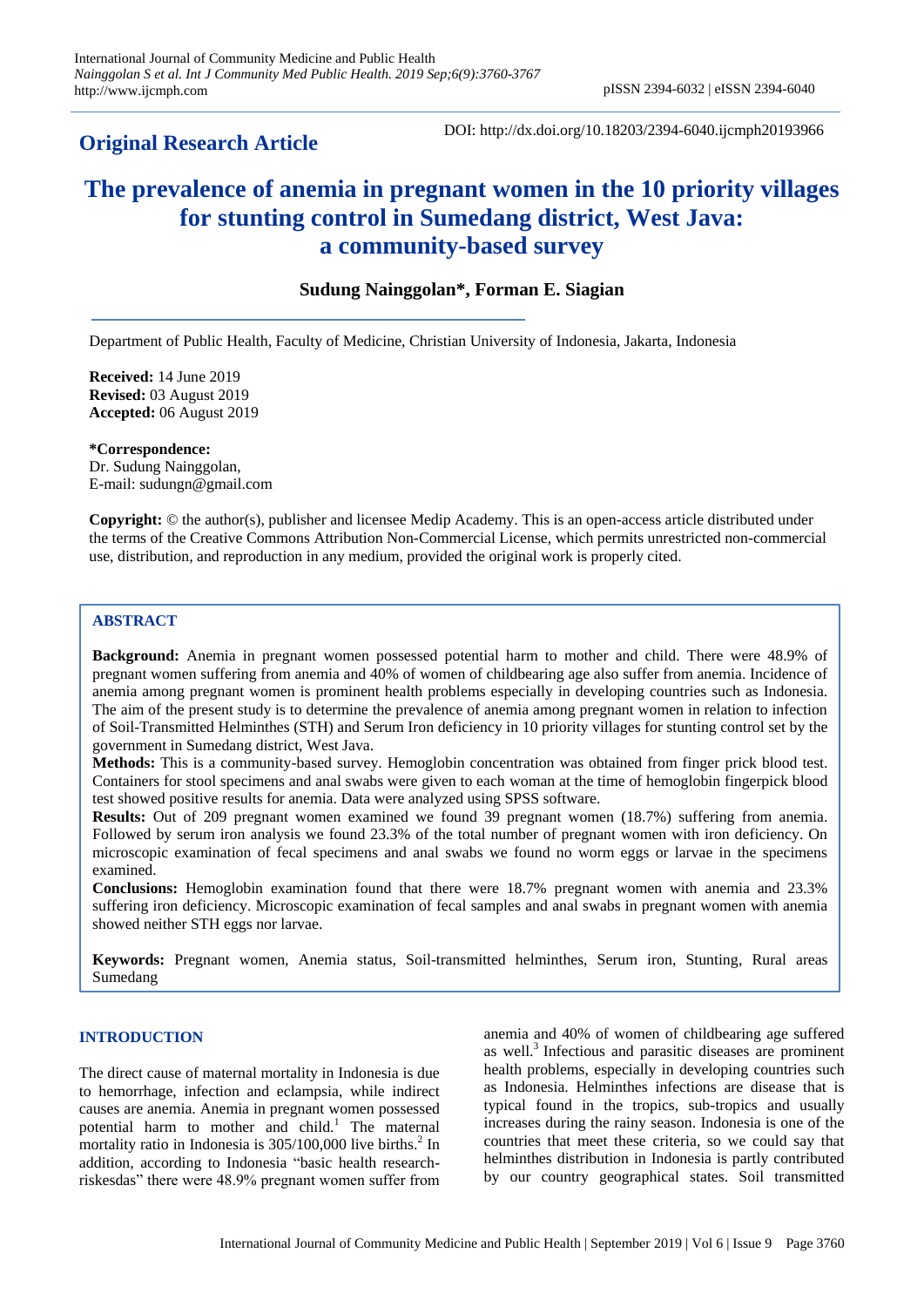**Original Research Article**

DOI: http://dx.doi.org/10.18203/2394-6040.ijcmph20193966

# The prevalence of anemia in pregnant women in the 10 priority villages for stunting control in Sumedang district, West Java: a community-based survey

**Sudung Nainggolan\*, Forman E. Siagian**

Department of Public Health, Faculty of Medicine, Christian University of Indonesia, Jakarta, Indonesia

**Received:** 14 June 2019
**Revised:** 03 August 2019
**Accepted:** 06 August 2019

**\*Correspondence:**
Dr. Sudung Nainggolan,
E-mail: sudungn@gmail.com

**Copyright:** © the author(s), publisher and licensee Medip Academy. This is an open-access article distributed under the terms of the Creative Commons Attribution Non-Commercial License, which permits unrestricted non-commercial use, distribution, and reproduction in any medium, provided the original work is properly cited.

## ABSTRACT

**Background:** Anemia in pregnant women possessed potential harm to mother and child. There were 48.9% of pregnant women suffering from anemia and 40% of women of childbearing age also suffer from anemia. Incidence of anemia among pregnant women is prominent health problems especially in developing countries such as Indonesia. The aim of the present study is to determine the prevalence of anemia among pregnant women in relation to infection of Soil-Transmitted Helminthes (STH) and Serum Iron deficiency in 10 priority villages for stunting control set by the government in Sumedang district, West Java.

**Methods:** This is a community-based survey. Hemoglobin concentration was obtained from finger prick blood test. Containers for stool specimens and anal swabs were given to each woman at the time of hemoglobin fingerpick blood test showed positive results for anemia. Data were analyzed using SPSS software.

**Results:** Out of 209 pregnant women examined we found 39 pregnant women (18.7%) suffering from anemia. Followed by serum iron analysis we found 23.3% of the total number of pregnant women with iron deficiency. On microscopic examination of fecal specimens and anal swabs we found no worm eggs or larvae in the specimens examined.

**Conclusions:** Hemoglobin examination found that there were 18.7% pregnant women with anemia and 23.3% suffering iron deficiency. Microscopic examination of fecal samples and anal swabs in pregnant women with anemia showed neither STH eggs nor larvae.

**Keywords:** Pregnant women, Anemia status, Soil-transmitted helminthes, Serum iron, Stunting, Rural areas Sumedang

## INTRODUCTION

The direct cause of maternal mortality in Indonesia is due to hemorrhage, infection and eclampsia, while indirect causes are anemia. Anemia in pregnant women possessed potential harm to mother and child.[1] The maternal mortality ratio in Indonesia is 305/100,000 live births.[2] In addition, according to Indonesia "basic health research-riskesdas" there were 48.9% pregnant women suffer from anemia and 40% of women of childbearing age suffered as well.[3] Infectious and parasitic diseases are prominent health problems, especially in developing countries such as Indonesia. Helminthes infections are disease that is typical found in the tropics, sub-tropics and usually increases during the rainy season. Indonesia is one of the countries that meet these criteria, so we could say that helminthes distribution in Indonesia is partly contributed by our country geographical states. Soil transmitted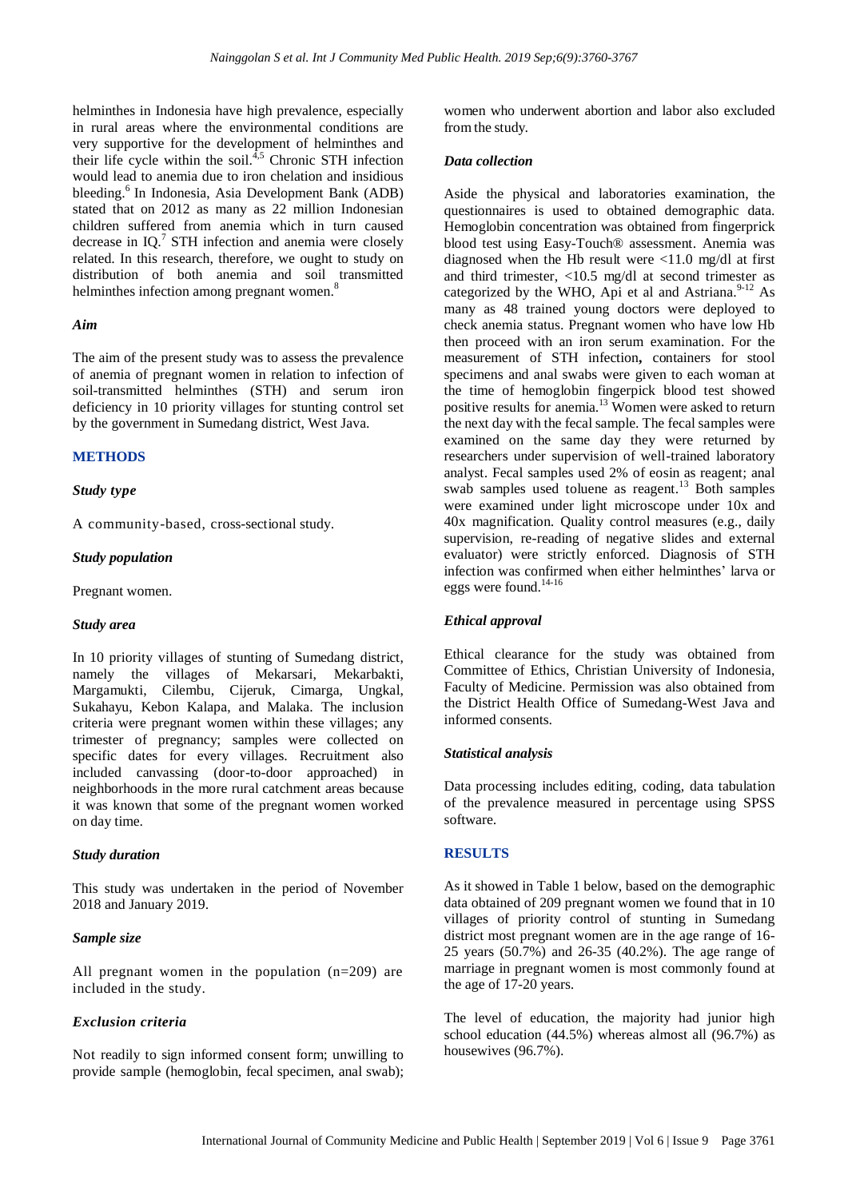helminthes in Indonesia have high prevalence, especially in rural areas where the environmental conditions are very supportive for the development of helminthes and their life cycle within the soil.[4,5] Chronic STH infection would lead to anemia due to iron chelation and insidious bleeding.[6] In Indonesia, Asia Development Bank (ADB) stated that on 2012 as many as 22 million Indonesian children suffered from anemia which in turn caused decrease in IQ.[7] STH infection and anemia were closely related. In this research, therefore, we ought to study on distribution of both anemia and soil transmitted helminthes infection among pregnant women.[8]

### *Aim*

The aim of the present study was to assess the prevalence of anemia of pregnant women in relation to infection of soil-transmitted helminthes (STH) and serum iron deficiency in 10 priority villages for stunting control set by the government in Sumedang district, West Java.

## METHODS

### *Study type*

A community-based, cross-sectional study.

### *Study population*

Pregnant women.

### *Study area*

In 10 priority villages of stunting of Sumedang district, namely the villages of Mekarsari, Mekarbakti, Margamukti, Cilembu, Cijeruk, Cimarga, Ungkal, Sukahayu, Kebon Kalapa, and Malaka. The inclusion criteria were pregnant women within these villages; any trimester of pregnancy; samples were collected on specific dates for every villages. Recruitment also included canvassing (door-to-door approached) in neighborhoods in the more rural catchment areas because it was known that some of the pregnant women worked on day time.

### *Study duration*

This study was undertaken in the period of November 2018 and January 2019.

### *Sample size*

All pregnant women in the population (n=209) are included in the study.

### *Exclusion criteria*

Not readily to sign informed consent form; unwilling to provide sample (hemoglobin, fecal specimen, anal swab); women who underwent abortion and labor also excluded from the study.

### *Data collection*

Aside the physical and laboratories examination, the questionnaires is used to obtained demographic data. Hemoglobin concentration was obtained from fingerprick blood test using Easy-Touch® assessment. Anemia was diagnosed when the Hb result were <11.0 mg/dl at first and third trimester, <10.5 mg/dl at second trimester as categorized by the WHO, Api et al and Astriana.[9-12] As many as 48 trained young doctors were deployed to check anemia status. Pregnant women who have low Hb then proceed with an iron serum examination. For the measurement of STH infection**,** containers for stool specimens and anal swabs were given to each woman at the time of hemoglobin fingerprick blood test showed positive results for anemia.[13] Women were asked to return the next day with the fecal sample. The fecal samples were examined on the same day they were returned by researchers under supervision of well-trained laboratory analyst. Fecal samples used 2% of eosin as reagent; anal swab samples used toluene as reagent.[13] Both samples were examined under light microscope under 10x and 40x magnification. Quality control measures (e.g., daily supervision, re-reading of negative slides and external evaluator) were strictly enforced. Diagnosis of STH infection was confirmed when either helminthes' larva or eggs were found.[14-16]

### *Ethical approval*

Ethical clearance for the study was obtained from Committee of Ethics, Christian University of Indonesia, Faculty of Medicine. Permission was also obtained from the District Health Office of Sumedang-West Java and informed consents.

### *Statistical analysis*

Data processing includes editing, coding, data tabulation of the prevalence measured in percentage using SPSS software.

## RESULTS

As it showed in Table 1 below, based on the demographic data obtained of 209 pregnant women we found that in 10 villages of priority control of stunting in Sumedang district most pregnant women are in the age range of 16-25 years (50.7%) and 26-35 (40.2%). The age range of marriage in pregnant women is most commonly found at the age of 17-20 years.

The level of education, the majority had junior high school education (44.5%) whereas almost all (96.7%) as housewives (96.7%).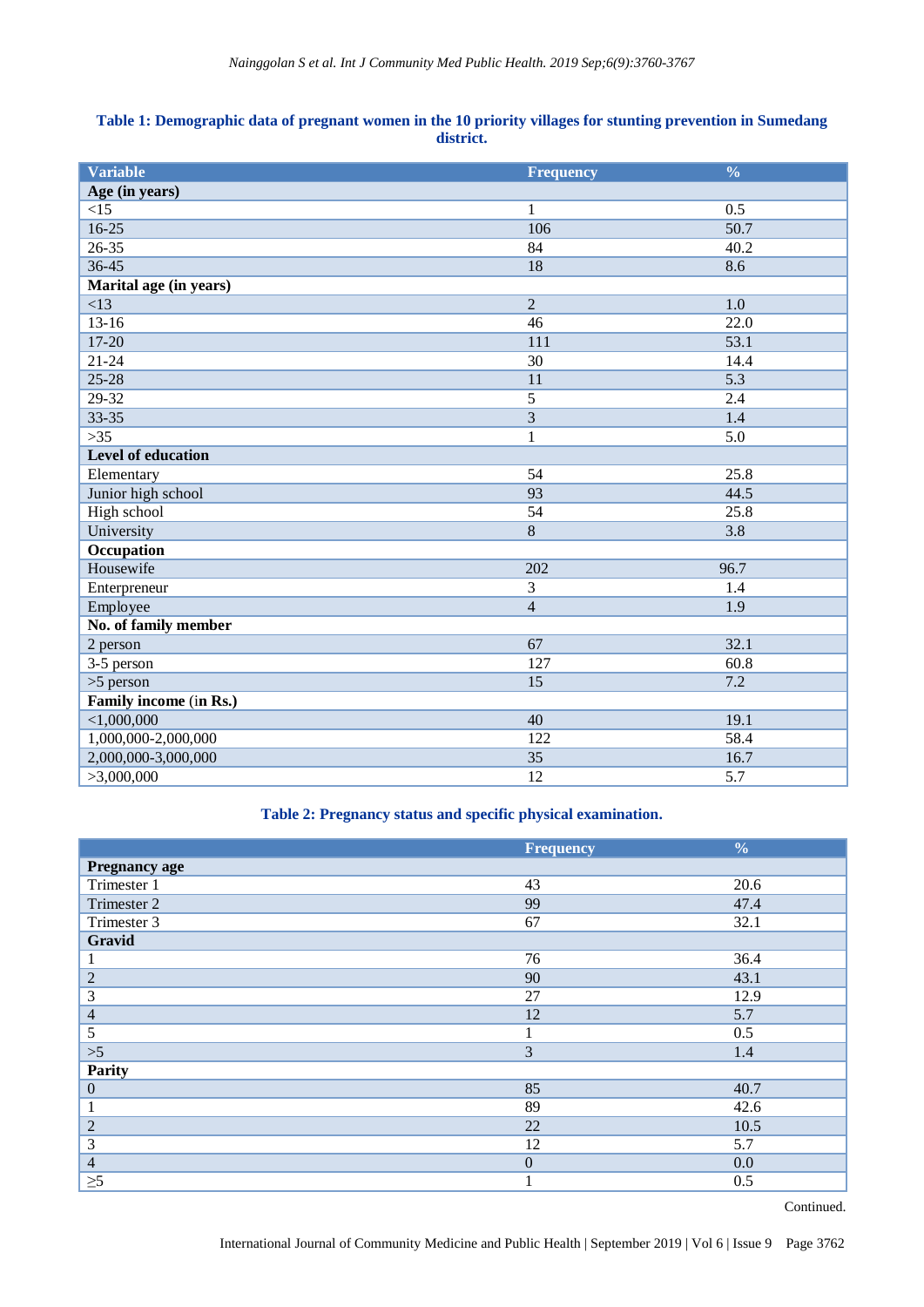**Table 1: Demographic data of pregnant women in the 10 priority villages for stunting prevention in Sumedang district.**

| Variable | Frequency | % |
|---|---|---|
| **Age (in years)** | | |
| <15 | 1 | 0.5 |
| 16-25 | 106 | 50.7 |
| 26-35 | 84 | 40.2 |
| 36-45 | 18 | 8.6 |
| **Marital age (in years)** | | |
| <13 | 2 | 1.0 |
| 13-16 | 46 | 22.0 |
| 17-20 | 111 | 53.1 |
| 21-24 | 30 | 14.4 |
| 25-28 | 11 | 5.3 |
| 29-32 | 5 | 2.4 |
| 33-35 | 3 | 1.4 |
| >35 | 1 | 5.0 |
| **Level of education** | | |
| Elementary | 54 | 25.8 |
| Junior high school | 93 | 44.5 |
| High school | 54 | 25.8 |
| University | 8 | 3.8 |
| **Occupation** | | |
| Housewife | 202 | 96.7 |
| Enterpreneur | 3 | 1.4 |
| Employee | 4 | 1.9 |
| **No. of family member** | | |
| 2 person | 67 | 32.1 |
| 3-5 person | 127 | 60.8 |
| >5 person | 15 | 7.2 |
| **Family income (in Rs.)** | | |
| <1,000,000 | 40 | 19.1 |
| 1,000,000-2,000,000 | 122 | 58.4 |
| 2,000,000-3,000,000 | 35 | 16.7 |
| >3,000,000 | 12 | 5.7 |

**Table 2: Pregnancy status and specific physical examination.**

| | Frequency | % |
|---|---|---|
| **Pregnancy age** | | |
| Trimester 1 | 43 | 20.6 |
| Trimester 2 | 99 | 47.4 |
| Trimester 3 | 67 | 32.1 |
| **Gravid** | | |
| 1 | 76 | 36.4 |
| 2 | 90 | 43.1 |
| 3 | 27 | 12.9 |
| 4 | 12 | 5.7 |
| 5 | 1 | 0.5 |
| >5 | 3 | 1.4 |
| **Parity** | | |
| 0 | 85 | 40.7 |
| 1 | 89 | 42.6 |
| 2 | 22 | 10.5 |
| 3 | 12 | 5.7 |
| 4 | 0 | 0.0 |
| ≥5 | 1 | 0.5 |

Continued.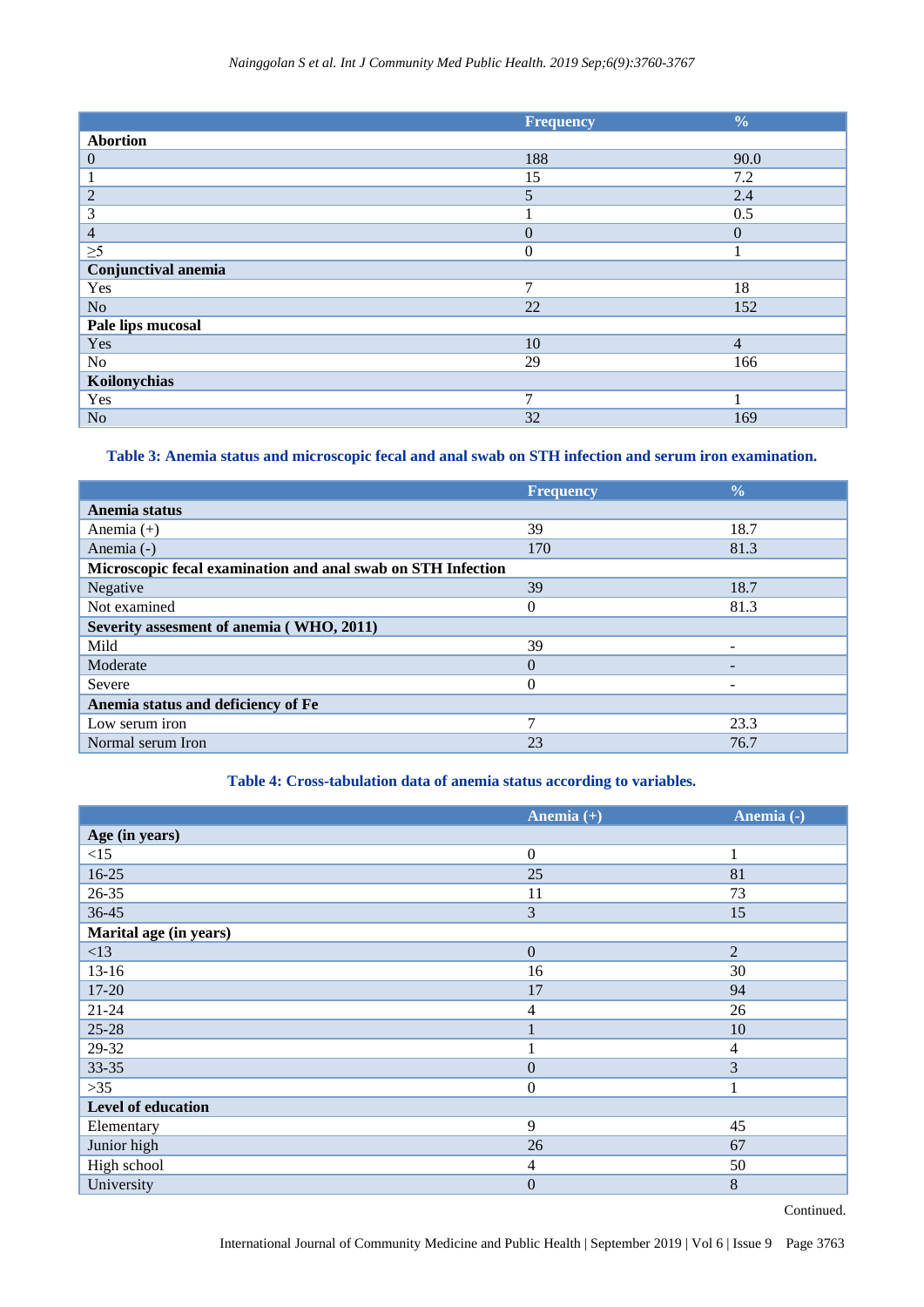|  | Frequency | % |
|---|---|---|
| **Abortion** |  |  |
| 0 | 188 | 90.0 |
| 1 | 15 | 7.2 |
| 2 | 5 | 2.4 |
| 3 | 1 | 0.5 |
| 4 | 0 | 0 |
| ≥5 | 0 | 1 |
| **Conjunctival anemia** |  |  |
| Yes | 7 | 18 |
| No | 22 | 152 |
| **Pale lips mucosal** |  |  |
| Yes | 10 | 4 |
| No | 29 | 166 |
| **Koilonychias** |  |  |
| Yes | 7 | 1 |
| No | 32 | 169 |

**Table 3: Anemia status and microscopic fecal and anal swab on STH infection and serum iron examination.**

|  | Frequency | % |
|---|---|---|
| **Anemia status** |  |  |
| Anemia (+) | 39 | 18.7 |
| Anemia (-) | 170 | 81.3 |
| **Microscopic fecal examination and anal swab on STH Infection** |  |  |
| Negative | 39 | 18.7 |
| Not examined | 0 | 81.3 |
| **Severity assesment of anemia ( WHO, 2011)** |  |  |
| Mild | 39 | - |
| Moderate | 0 | - |
| Severe | 0 | - |
| **Anemia status and deficiency of Fe** |  |  |
| Low serum iron | 7 | 23.3 |
| Normal serum Iron | 23 | 76.7 |

**Table 4: Cross-tabulation data of anemia status according to variables.**

|  | Anemia (+) | Anemia (-) |
|---|---|---|
| **Age (in years)** |  |  |
| <15 | 0 | 1 |
| 16-25 | 25 | 81 |
| 26-35 | 11 | 73 |
| 36-45 | 3 | 15 |
| **Marital age (in years)** |  |  |
| <13 | 0 | 2 |
| 13-16 | 16 | 30 |
| 17-20 | 17 | 94 |
| 21-24 | 4 | 26 |
| 25-28 | 1 | 10 |
| 29-32 | 1 | 4 |
| 33-35 | 0 | 3 |
| >35 | 0 | 1 |
| **Level of education** |  |  |
| Elementary | 9 | 45 |
| Junior high | 26 | 67 |
| High school | 4 | 50 |
| University | 0 | 8 |

Continued.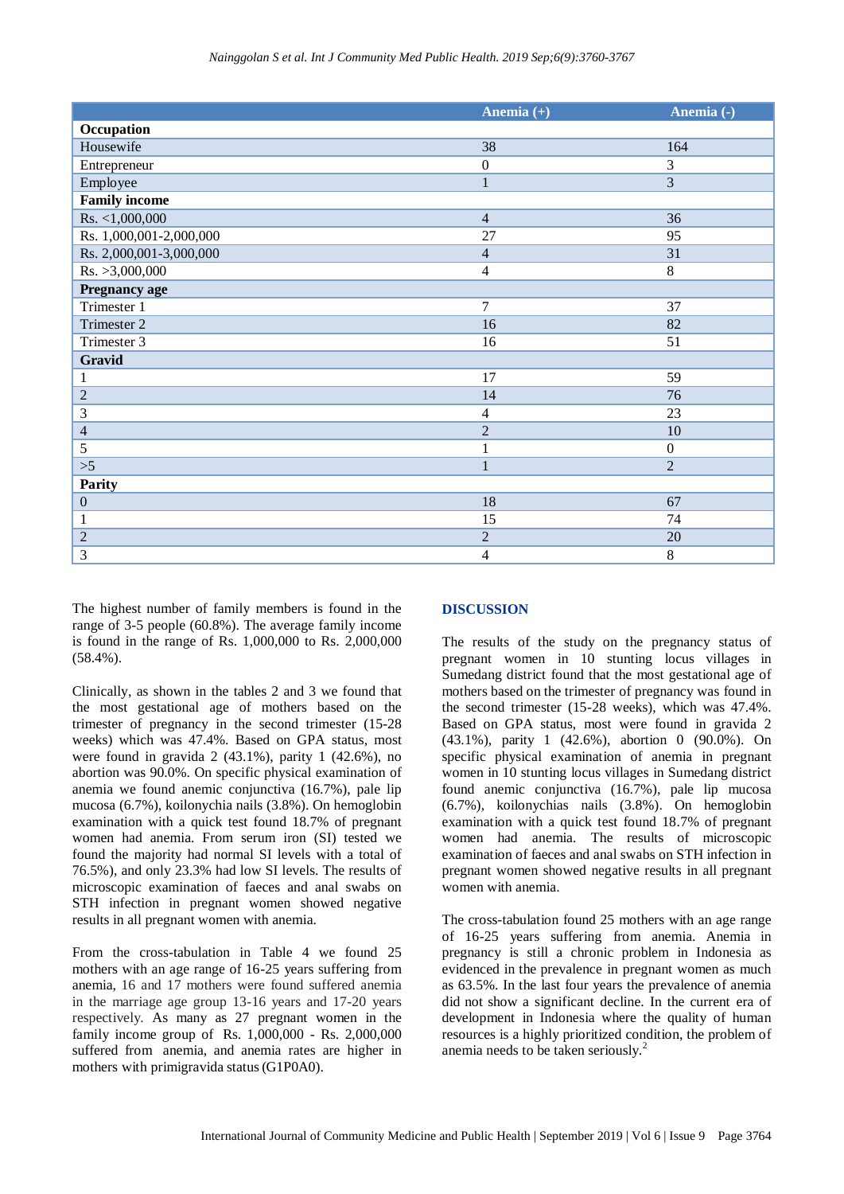| | Anemia (+) | Anemia (-) |
|---|---|---|
| **Occupation** | | |
| Housewife | 38 | 164 |
| Entrepreneur | 0 | 3 |
| Employee | 1 | 3 |
| **Family income** | | |
| Rs. <1,000,000 | 4 | 36 |
| Rs. 1,000,001-2,000,000 | 27 | 95 |
| Rs. 2,000,001-3,000,000 | 4 | 31 |
| Rs. >3,000,000 | 4 | 8 |
| **Pregnancy age** | | |
| Trimester 1 | 7 | 37 |
| Trimester 2 | 16 | 82 |
| Trimester 3 | 16 | 51 |
| **Gravid** | | |
| 1 | 17 | 59 |
| 2 | 14 | 76 |
| 3 | 4 | 23 |
| 4 | 2 | 10 |
| 5 | 1 | 0 |
| >5 | 1 | 2 |
| **Parity** | | |
| 0 | 18 | 67 |
| 1 | 15 | 74 |
| 2 | 2 | 20 |
| 3 | 4 | 8 |

The highest number of family members is found in the range of 3-5 people (60.8%). The average family income is found in the range of Rs. 1,000,000 to Rs. 2,000,000 (58.4%).

Clinically, as shown in the tables 2 and 3 we found that the most gestational age of mothers based on the trimester of pregnancy in the second trimester (15-28 weeks) which was 47.4%. Based on GPA status, most were found in gravida 2 (43.1%), parity 1 (42.6%), no abortion was 90.0%. On specific physical examination of anemia we found anemic conjunctiva (16.7%), pale lip mucosa (6.7%), koilonychia nails (3.8%). On hemoglobin examination with a quick test found 18.7% of pregnant women had anemia. From serum iron (SI) tested we found the majority had normal SI levels with a total of 76.5%), and only 23.3% had low SI levels. The results of microscopic examination of faeces and anal swabs on STH infection in pregnant women showed negative results in all pregnant women with anemia.

From the cross-tabulation in Table 4 we found 25 mothers with an age range of 16-25 years suffering from anemia, 16 and 17 mothers were found suffered anemia in the marriage age group 13-16 years and 17-20 years respectively. As many as 27 pregnant women in the family income group of Rs. 1,000,000 - Rs. 2,000,000 suffered from anemia, and anemia rates are higher in mothers with primigravida status (G1P0A0).

## DISCUSSION

The results of the study on the pregnancy status of pregnant women in 10 stunting locus villages in Sumedang district found that the most gestational age of mothers based on the trimester of pregnancy was found in the second trimester (15-28 weeks), which was 47.4%. Based on GPA status, most were found in gravida 2 (43.1%), parity 1 (42.6%), abortion 0 (90.0%). On specific physical examination of anemia in pregnant women in 10 stunting locus villages in Sumedang district found anemic conjunctiva (16.7%), pale lip mucosa (6.7%), koilonychias nails (3.8%). On hemoglobin examination with a quick test found 18.7% of pregnant women had anemia. The results of microscopic examination of faeces and anal swabs on STH infection in pregnant women showed negative results in all pregnant women with anemia.

The cross-tabulation found 25 mothers with an age range of 16-25 years suffering from anemia. Anemia in pregnancy is still a chronic problem in Indonesia as evidenced in the prevalence in pregnant women as much as 63.5%. In the last four years the prevalence of anemia did not show a significant decline. In the current era of development in Indonesia where the quality of human resources is a highly prioritized condition, the problem of anemia needs to be taken seriously.[2]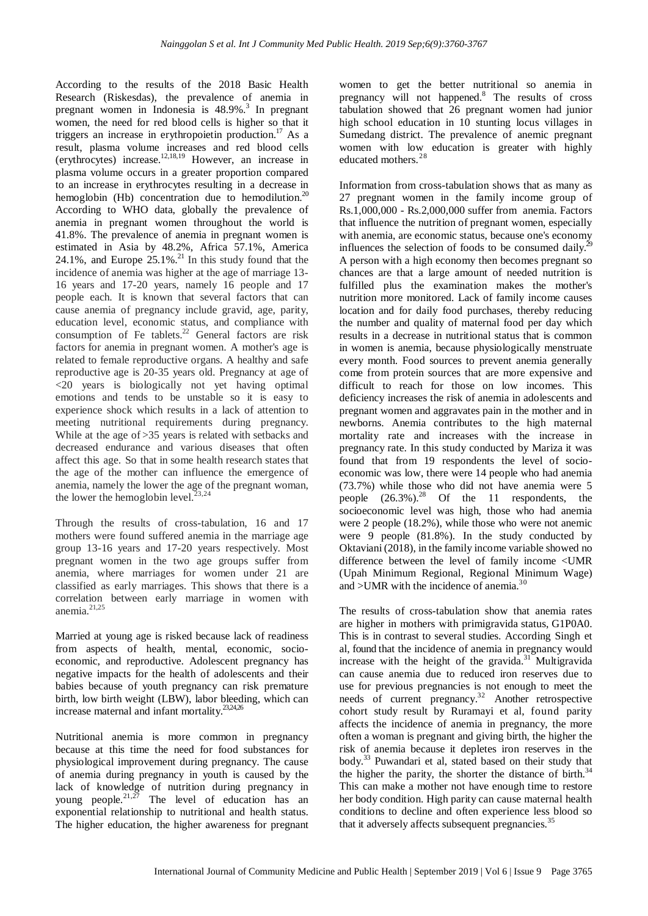According to the results of the 2018 Basic Health Research (Riskesdas), the prevalence of anemia in pregnant women in Indonesia is 48.9%.[3] In pregnant women, the need for red blood cells is higher so that it triggers an increase in erythropoietin production.[17] As a result, plasma volume increases and red blood cells (erythrocytes) increase.[12,18,19] However, an increase in plasma volume occurs in a greater proportion compared to an increase in erythrocytes resulting in a decrease in hemoglobin (Hb) concentration due to hemodilution.[20] According to WHO data, globally the prevalence of anemia in pregnant women throughout the world is 41.8%. The prevalence of anemia in pregnant women is estimated in Asia by 48.2%, Africa 57.1%, America 24.1%, and Europe 25.1%.[21] In this study found that the incidence of anemia was higher at the age of marriage 13-16 years and 17-20 years, namely 16 people and 17 people each. It is known that several factors that can cause anemia of pregnancy include gravid, age, parity, education level, economic status, and compliance with consumption of Fe tablets.[22] General factors are risk factors for anemia in pregnant women. A mother's age is related to female reproductive organs. A healthy and safe reproductive age is 20-35 years old. Pregnancy at age of <20 years is biologically not yet having optimal emotions and tends to be unstable so it is easy to experience shock which results in a lack of attention to meeting nutritional requirements during pregnancy. While at the age of >35 years is related with setbacks and decreased endurance and various diseases that often affect this age. So that in some health research states that the age of the mother can influence the emergence of anemia, namely the lower the age of the pregnant woman, the lower the hemoglobin level.[23,24]

Through the results of cross-tabulation, 16 and 17 mothers were found suffered anemia in the marriage age group 13-16 years and 17-20 years respectively. Most pregnant women in the two age groups suffer from anemia, where marriages for women under 21 are classified as early marriages. This shows that there is a correlation between early marriage in women with anemia.[21,25]

Married at young age is risked because lack of readiness from aspects of health, mental, economic, socio-economic, and reproductive. Adolescent pregnancy has negative impacts for the health of adolescents and their babies because of youth pregnancy can risk premature birth, low birth weight (LBW), labor bleeding, which can increase maternal and infant mortality.[23,24,26]

Nutritional anemia is more common in pregnancy because at this time the need for food substances for physiological improvement during pregnancy. The cause of anemia during pregnancy in youth is caused by the lack of knowledge of nutrition during pregnancy in young people.[21,27] The level of education has an exponential relationship to nutritional and health status. The higher education, the higher awareness for pregnant women to get the better nutritional so anemia in pregnancy will not happened.[8] The results of cross tabulation showed that 26 pregnant women had junior high school education in 10 stunting locus villages in Sumedang district. The prevalence of anemic pregnant women with low education is greater with highly educated mothers.[28]

Information from cross-tabulation shows that as many as 27 pregnant women in the family income group of Rs.1,000,000 - Rs.2,000,000 suffer from anemia. Factors that influence the nutrition of pregnant women, especially with anemia, are economic status, because one's economy influences the selection of foods to be consumed daily.[29] A person with a high economy then becomes pregnant so chances are that a large amount of needed nutrition is fulfilled plus the examination makes the mother's nutrition more monitored. Lack of family income causes location and for daily food purchases, thereby reducing the number and quality of maternal food per day which results in a decrease in nutritional status that is common in women is anemia, because physiologically menstruate every month. Food sources to prevent anemia generally come from protein sources that are more expensive and difficult to reach for those on low incomes. This deficiency increases the risk of anemia in adolescents and pregnant women and aggravates pain in the mother and in newborns. Anemia contributes to the high maternal mortality rate and increases with the increase in pregnancy rate. In this study conducted by Mariza it was found that from 19 respondents the level of socio-economic was low, there were 14 people who had anemia (73.7%) while those who did not have anemia were 5 people (26.3%).[28] Of the 11 respondents, the socioeconomic level was high, those who had anemia were 2 people (18.2%), while those who were not anemic were 9 people (81.8%). In the study conducted by Oktaviani (2018), in the family income variable showed no difference between the level of family income <UMR (Upah Minimum Regional, Regional Minimum Wage) and >UMR with the incidence of anemia.[30]

The results of cross-tabulation show that anemia rates are higher in mothers with primigravida status, G1P0A0. This is in contrast to several studies. According Singh et al, found that the incidence of anemia in pregnancy would increase with the height of the gravida.[31] Multigravida can cause anemia due to reduced iron reserves due to use for previous pregnancies is not enough to meet the needs of current pregnancy.[32] Another retrospective cohort study result by Ruramayi et al, found parity affects the incidence of anemia in pregnancy, the more often a woman is pregnant and giving birth, the higher the risk of anemia because it depletes iron reserves in the body.[33] Puwandari et al, stated based on their study that the higher the parity, the shorter the distance of birth.[34] This can make a mother not have enough time to restore her body condition. High parity can cause maternal health conditions to decline and often experience less blood so that it adversely affects subsequent pregnancies.[35]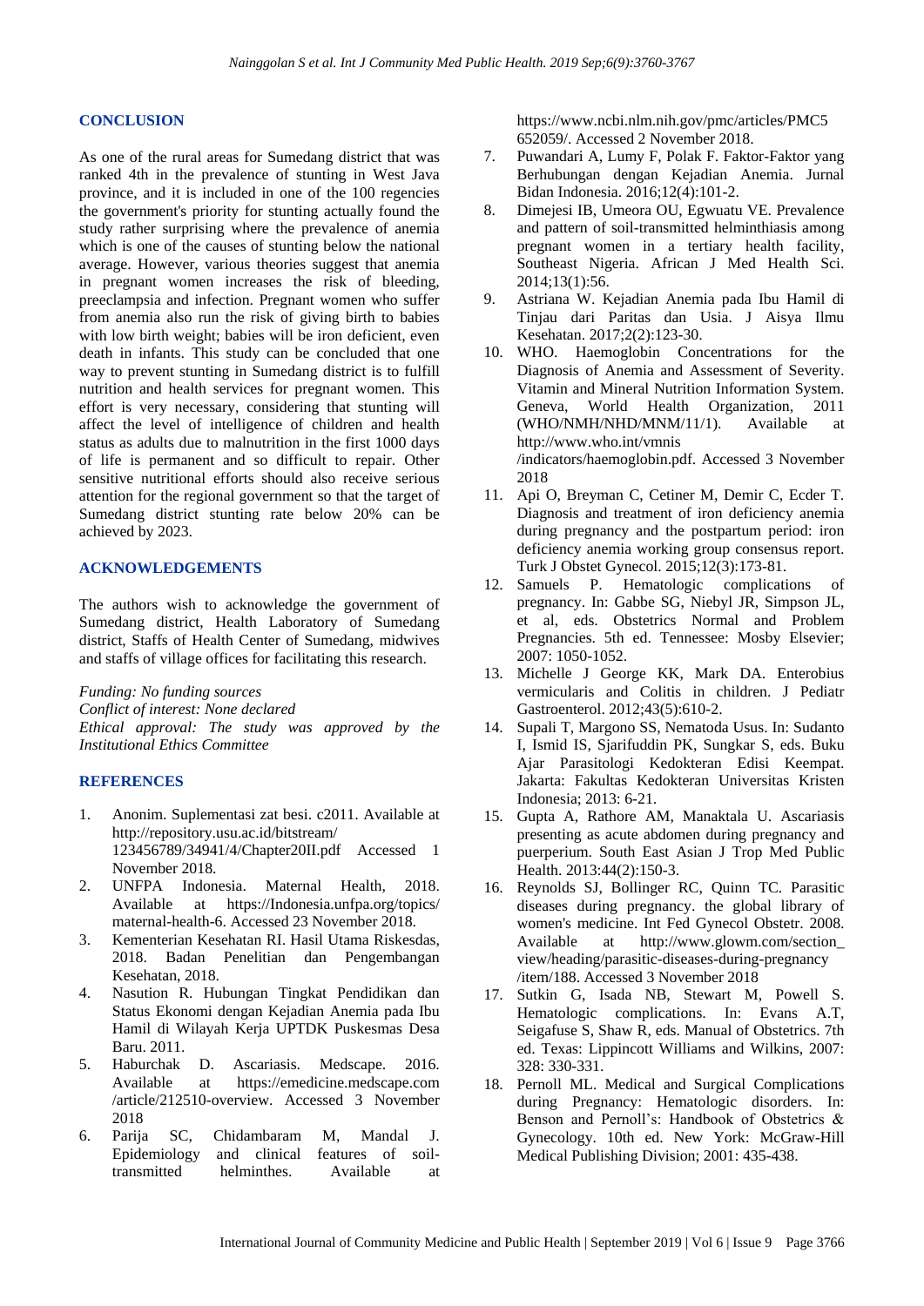## CONCLUSION

As one of the rural areas for Sumedang district that was ranked 4th in the prevalence of stunting in West Java province, and it is included in one of the 100 regencies the government's priority for stunting actually found the study rather surprising where the prevalence of anemia which is one of the causes of stunting below the national average. However, various theories suggest that anemia in pregnant women increases the risk of bleeding, preeclampsia and infection. Pregnant women who suffer from anemia also run the risk of giving birth to babies with low birth weight; babies will be iron deficient, even death in infants. This study can be concluded that one way to prevent stunting in Sumedang district is to fulfill nutrition and health services for pregnant women. This effort is very necessary, considering that stunting will affect the level of intelligence of children and health status as adults due to malnutrition in the first 1000 days of life is permanent and so difficult to repair. Other sensitive nutritional efforts should also receive serious attention for the regional government so that the target of Sumedang district stunting rate below 20% can be achieved by 2023.

## ACKNOWLEDGEMENTS

The authors wish to acknowledge the government of Sumedang district, Health Laboratory of Sumedang district, Staffs of Health Center of Sumedang, midwives and staffs of village offices for facilitating this research.

*Funding: No funding sources*
*Conflict of interest: None declared*
*Ethical approval: The study was approved by the Institutional Ethics Committee*

## REFERENCES

1. Anonim. Suplementasi zat besi. c2011. Available at http://repository.usu.ac.id/bitstream/123456789/34941/4/Chapter20II.pdf Accessed 1 November 2018.
2. UNFPA Indonesia. Maternal Health, 2018. Available at https://Indonesia.unfpa.org/topics/maternal-health-6. Accessed 23 November 2018.
3. Kementerian Kesehatan RI. Hasil Utama Riskesdas, 2018. Badan Penelitian dan Pengembangan Kesehatan, 2018.
4. Nasution R. Hubungan Tingkat Pendidikan dan Status Ekonomi dengan Kejadian Anemia pada Ibu Hamil di Wilayah Kerja UPTDK Puskesmas Desa Baru. 2011.
5. Haburchak D. Ascariasis. Medscape. 2016. Available at https://emedicine.medscape.com/article/212510-overview. Accessed 3 November 2018
6. Parija SC, Chidambaram M, Mandal J. Epidemiology and clinical features of soil-transmitted helminthes. Available at https://www.ncbi.nlm.nih.gov/pmc/articles/PMC5652059/. Accessed 2 November 2018.
7. Puwandari A, Lumy F, Polak F. Faktor-Faktor yang Berhubungan dengan Kejadian Anemia. Jurnal Bidan Indonesia. 2016;12(4):101-2.
8. Dimejesi IB, Umeora OU, Egwuatu VE. Prevalence and pattern of soil-transmitted helminthiasis among pregnant women in a tertiary health facility, Southeast Nigeria. African J Med Health Sci. 2014;13(1):56.
9. Astriana W. Kejadian Anemia pada Ibu Hamil di Tinjau dari Paritas dan Usia. J Aisya Ilmu Kesehatan. 2017;2(2):123-30.
10. WHO. Haemoglobin Concentrations for the Diagnosis of Anemia and Assessment of Severity. Vitamin and Mineral Nutrition Information System. Geneva, World Health Organization, 2011 (WHO/NMH/NHD/MNM/11/1). Available at http://www.who.int/vmnis/indicators/haemoglobin.pdf. Accessed 3 November 2018
11. Api O, Breyman C, Cetiner M, Demir C, Ecder T. Diagnosis and treatment of iron deficiency anemia during pregnancy and the postpartum period: iron deficiency anemia working group consensus report. Turk J Obstet Gynecol. 2015;12(3):173-81.
12. Samuels P. Hematologic complications of pregnancy. In: Gabbe SG, Niebyl JR, Simpson JL, et al, eds. Obstetrics Normal and Problem Pregnancies. 5th ed. Tennessee: Mosby Elsevier; 2007: 1050-1052.
13. Michelle J George KK, Mark DA. Enterobius vermicularis and Colitis in children. J Pediatr Gastroenterol. 2012;43(5):610-2.
14. Supali T, Margono SS, Nematoda Usus. In: Sudanto I, Ismid IS, Sjarifuddin PK, Sungkar S, eds. Buku Ajar Parasitologi Kedokteran Edisi Keempat. Jakarta: Fakultas Kedokteran Universitas Kristen Indonesia; 2013: 6-21.
15. Gupta A, Rathore AM, Manaktala U. Ascariasis presenting as acute abdomen during pregnancy and puerperium. South East Asian J Trop Med Public Health. 2013:44(2):150-3.
16. Reynolds SJ, Bollinger RC, Quinn TC. Parasitic diseases during pregnancy. the global library of women's medicine. Int Fed Gynecol Obstetr. 2008. Available at http://www.glowm.com/section_view/heading/parasitic-diseases-during-pregnancy/item/188. Accessed 3 November 2018
17. Sutkin G, Isada NB, Stewart M, Powell S. Hematologic complications. In: Evans A.T, Seigafuse S, Shaw R, eds. Manual of Obstetrics. 7th ed. Texas: Lippincott Williams and Wilkins, 2007: 328: 330-331.
18. Pernoll ML. Medical and Surgical Complications during Pregnancy: Hematologic disorders. In: Benson and Pernoll's: Handbook of Obstetrics & Gynecology. 10th ed. New York: McGraw-Hill Medical Publishing Division; 2001: 435-438.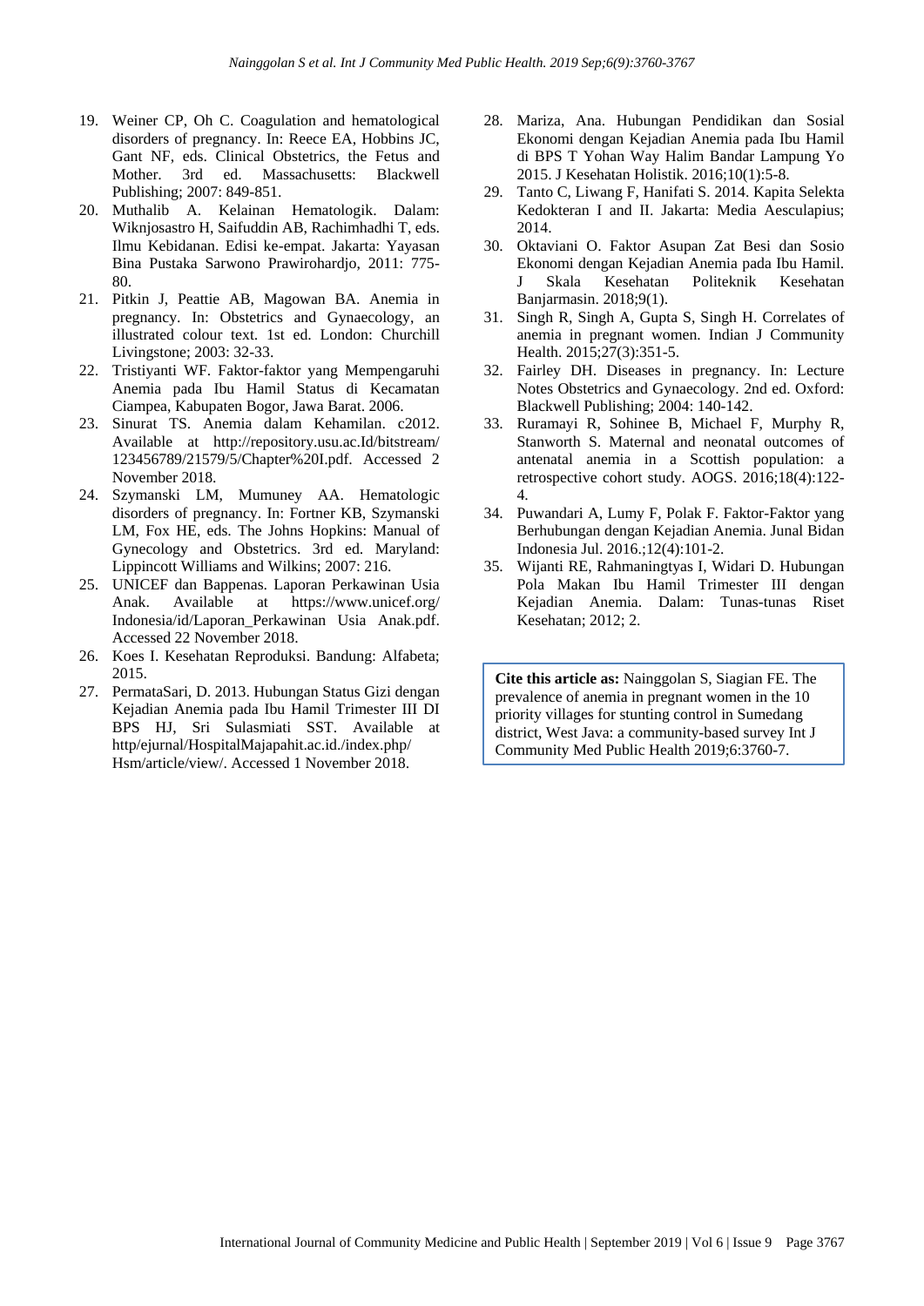19. Weiner CP, Oh C. Coagulation and hematological disorders of pregnancy. In: Reece EA, Hobbins JC, Gant NF, eds. Clinical Obstetrics, the Fetus and Mother. 3rd ed. Massachusetts: Blackwell Publishing; 2007: 849-851.
20. Muthalib A. Kelainan Hematologik. Dalam: Wiknjosastro H, Saifuddin AB, Rachimhadhi T, eds. Ilmu Kebidanan. Edisi ke-empat. Jakarta: Yayasan Bina Pustaka Sarwono Prawirohardjo, 2011: 775-80.
21. Pitkin J, Peattie AB, Magowan BA. Anemia in pregnancy. In: Obstetrics and Gynaecology, an illustrated colour text. 1st ed. London: Churchill Livingstone; 2003: 32-33.
22. Tristiyanti WF. Faktor-faktor yang Mempengaruhi Anemia pada Ibu Hamil Status di Kecamatan Ciampea, Kabupaten Bogor, Jawa Barat. 2006.
23. Sinurat TS. Anemia dalam Kehamilan. c2012. Available at http://repository.usu.ac.Id/bitstream/123456789/21579/5/Chapter%20I.pdf. Accessed 2 November 2018.
24. Szymanski LM, Mumuney AA. Hematologic disorders of pregnancy. In: Fortner KB, Szymanski LM, Fox HE, eds. The Johns Hopkins: Manual of Gynecology and Obstetrics. 3rd ed. Maryland: Lippincott Williams and Wilkins; 2007: 216.
25. UNICEF dan Bappenas. Laporan Perkawinan Usia Anak. Available at https://www.unicef.org/Indonesia/id/Laporan_Perkawinan Usia Anak.pdf. Accessed 22 November 2018.
26. Koes I. Kesehatan Reproduksi. Bandung: Alfabeta; 2015.
27. PermataSari, D. 2013. Hubungan Status Gizi dengan Kejadian Anemia pada Ibu Hamil Trimester III DI BPS HJ, Sri Sulasmiati SST. Available at http/ejurnal/HospitalMajapahit.ac.id./index.php/Hsm/article/view/. Accessed 1 November 2018.
28. Mariza, Ana. Hubungan Pendidikan dan Sosial Ekonomi dengan Kejadian Anemia pada Ibu Hamil di BPS T Yohan Way Halim Bandar Lampung Yo 2015. J Kesehatan Holistik. 2016;10(1):5-8.
29. Tanto C, Liwang F, Hanifati S. 2014. Kapita Selekta Kedokteran I and II. Jakarta: Media Aesculapius; 2014.
30. Oktaviani O. Faktor Asupan Zat Besi dan Sosio Ekonomi dengan Kejadian Anemia pada Ibu Hamil. J Skala Kesehatan Politeknik Kesehatan Banjarmasin. 2018;9(1).
31. Singh R, Singh A, Gupta S, Singh H. Correlates of anemia in pregnant women. Indian J Community Health. 2015;27(3):351-5.
32. Fairley DH. Diseases in pregnancy. In: Lecture Notes Obstetrics and Gynaecology. 2nd ed. Oxford: Blackwell Publishing; 2004: 140-142.
33. Ruramayi R, Sohinee B, Michael F, Murphy R, Stanworth S. Maternal and neonatal outcomes of antenatal anemia in a Scottish population: a retrospective cohort study. AOGS. 2016;18(4):122-4.
34. Puwandari A, Lumy F, Polak F. Faktor-Faktor yang Berhubungan dengan Kejadian Anemia. Junal Bidan Indonesia Jul. 2016.;12(4):101-2.
35. Wijanti RE, Rahmaningtyas I, Widari D. Hubungan Pola Makan Ibu Hamil Trimester III dengan Kejadian Anemia. Dalam: Tunas-tunas Riset Kesehatan; 2012; 2.

**Cite this article as:** Nainggolan S, Siagian FE. The prevalence of anemia in pregnant women in the 10 priority villages for stunting control in Sumedang district, West Java: a community-based survey Int J Community Med Public Health 2019;6:3760-7.